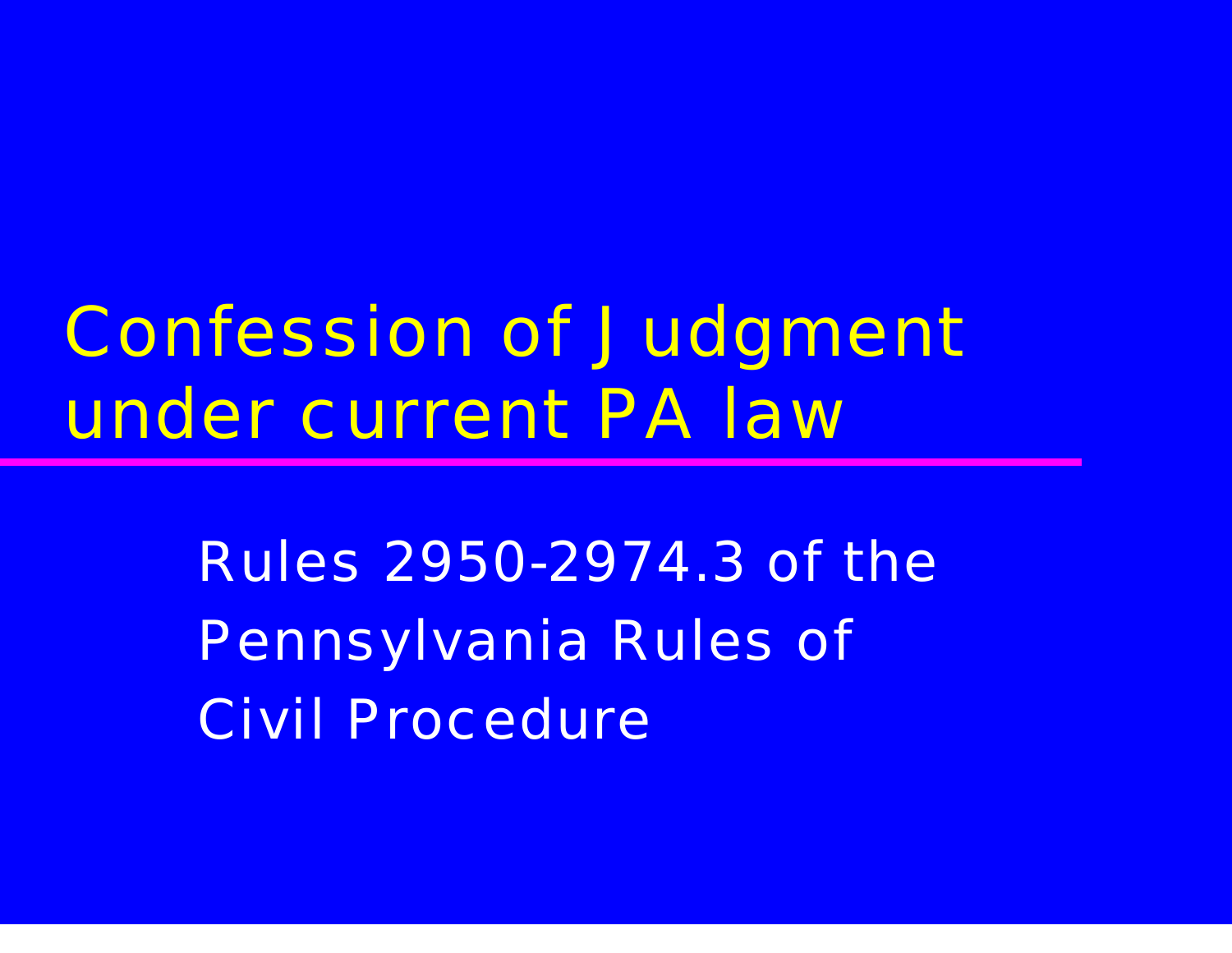# Confession of Judgment under current PA law

Rules 2950-2974.3 of the Pennsylvania Rules of Civil Procedure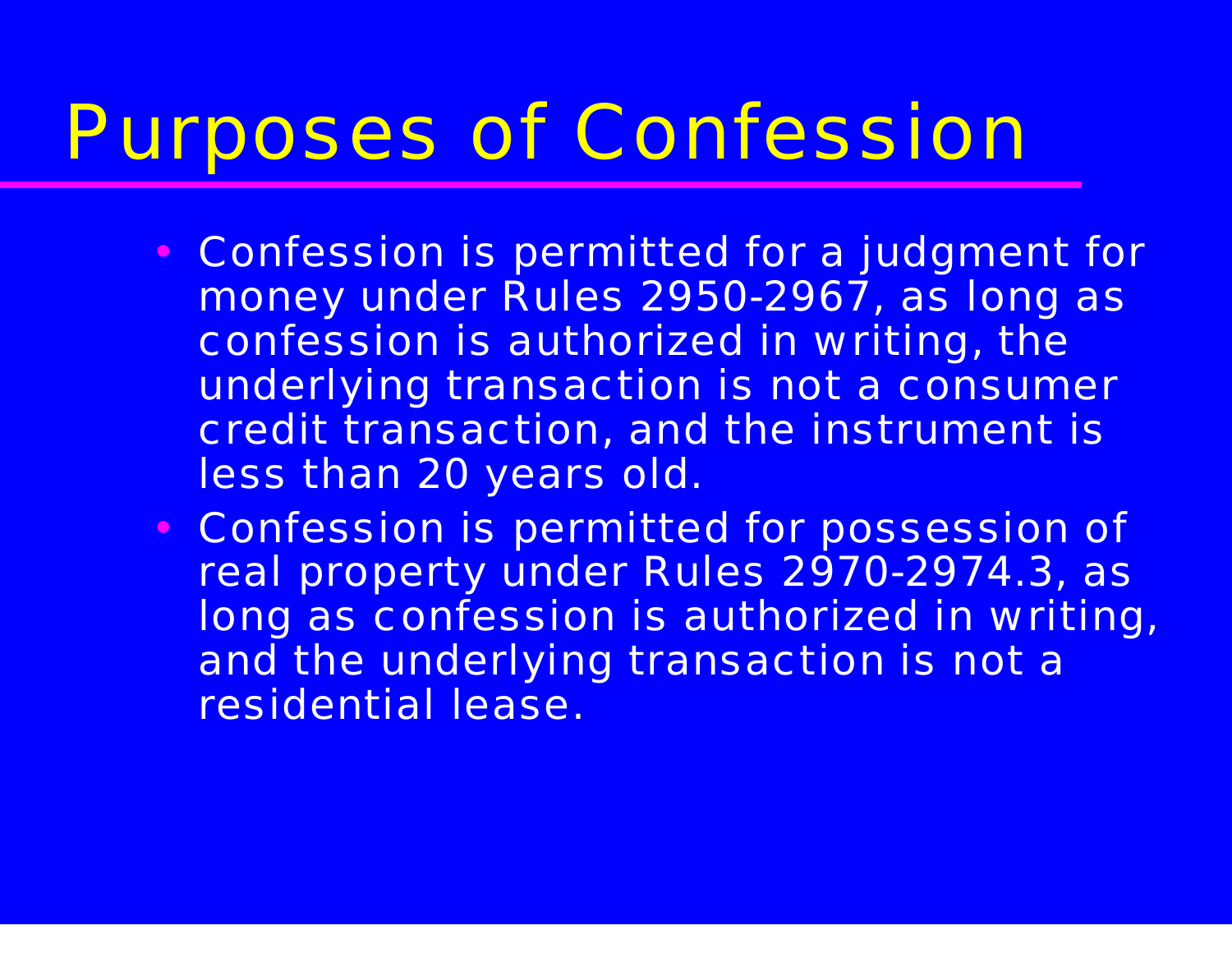# Purposes of Confession

- Confession is permitted for a judgment for money under Rules 2950-2967, as long as confession is authorized in writing, the underlying transaction is not a consumer credit transaction, and the instrument is less than 20 years old.
- Confession is permitted for possession of real property under Rules 2970-2974.3, as long as confession is authorized in writing, and the underlying transaction is not a residential lease.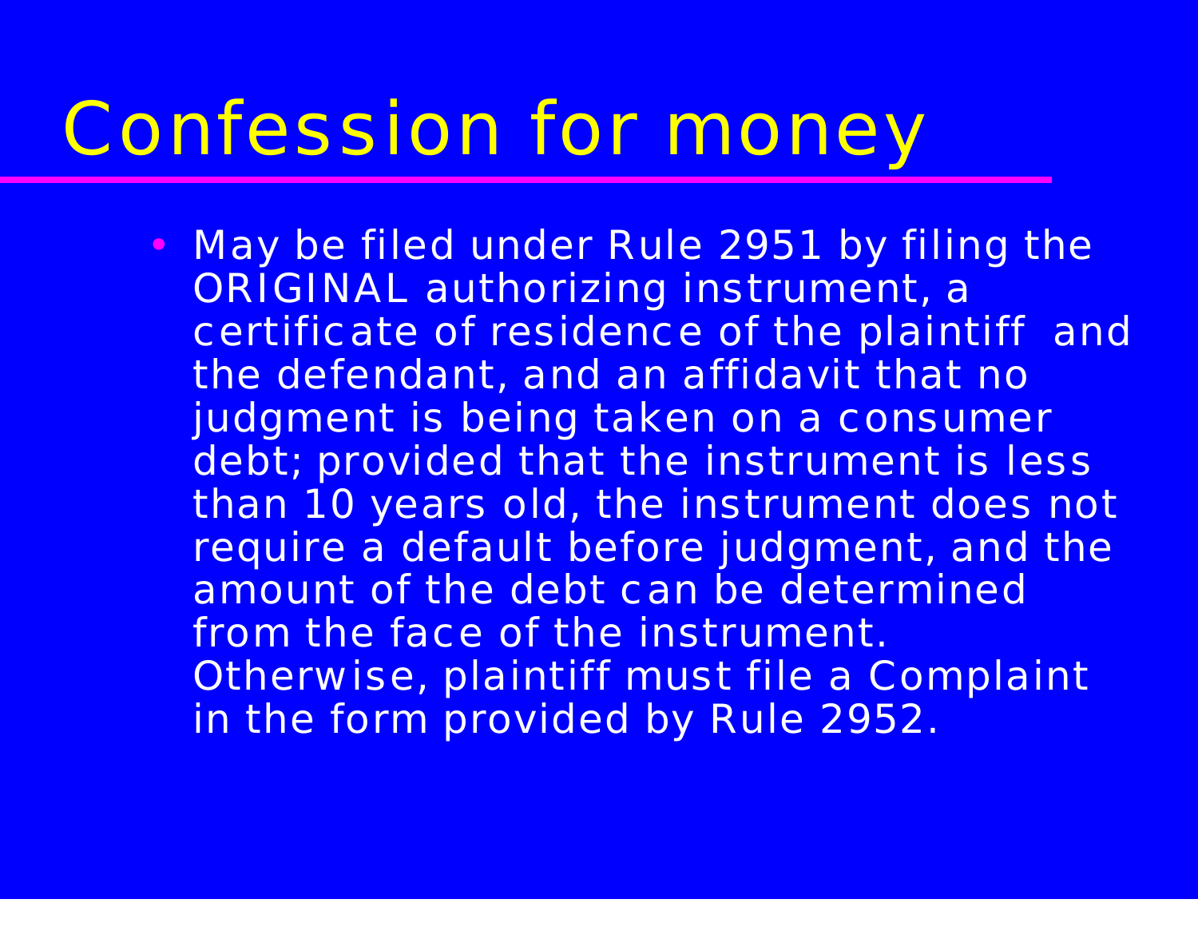# Confession for money

- May be filed under Rule 2951 by filing the ORIGINAL authorizing instrument, a certificate of residence of the plaintiff and the defendant, and an affidavit that no judgment is being taken on a consumer debt; provided that the instrument is less than 10 years old, the instrument does not require a default before judgment, and the amount of the debt can be determined from the face of the instrument. Otherwise, plaintiff must file a Complaint in the form provided by Rule 2952.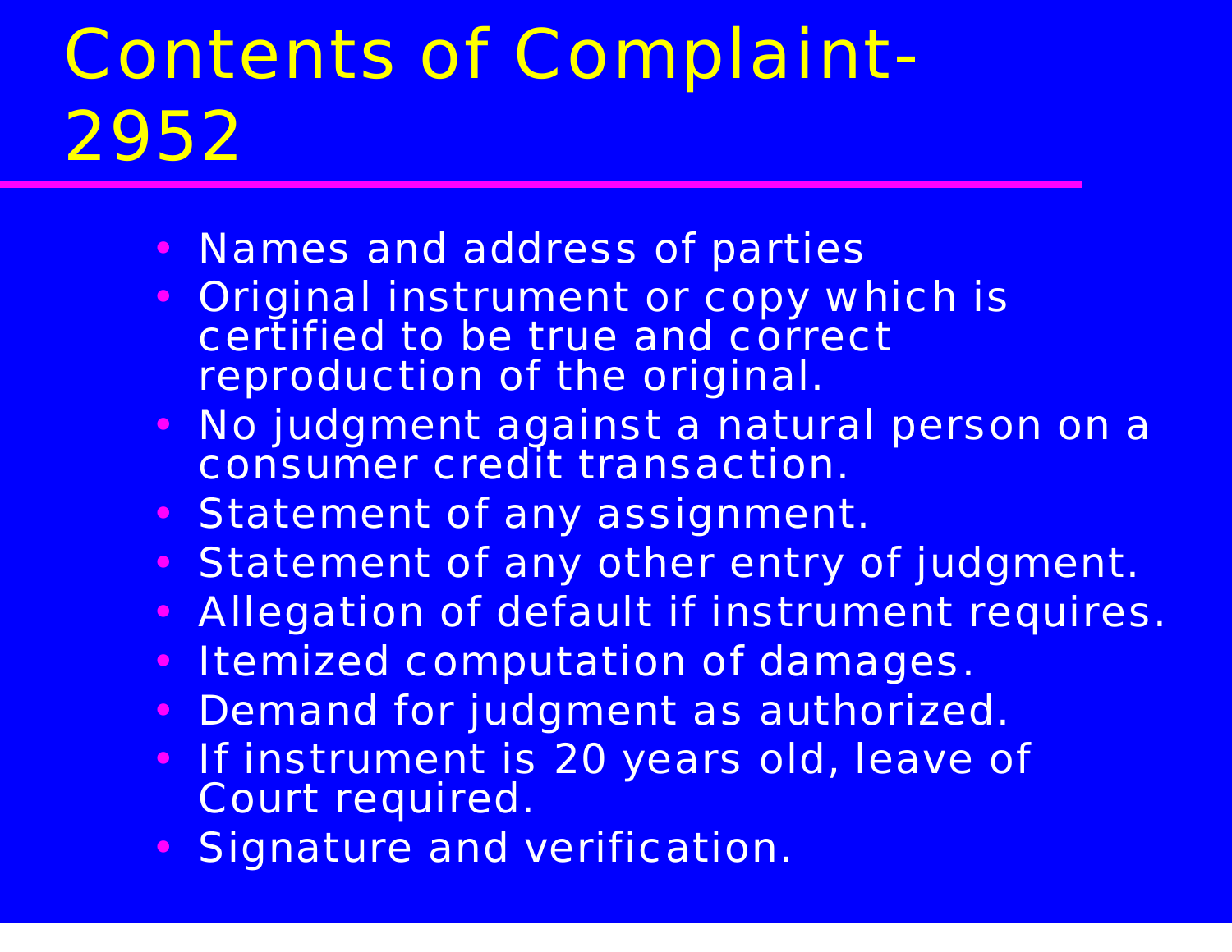# Contents of Complaint-2952

- Names and address of parties
- Original instrument or copy which is certified to be true and correct reproduction of the original.
- No judgment against a natural person on a consumer credit transaction.
- Statement of any assignment.
- Statement of any other entry of judgment.
- Allegation of default if instrument requires.
- Itemized computation of damages.
- Demand for judgment as authorized.
- If instrument is 20 years old, leave of Court required.
- Signature and verification.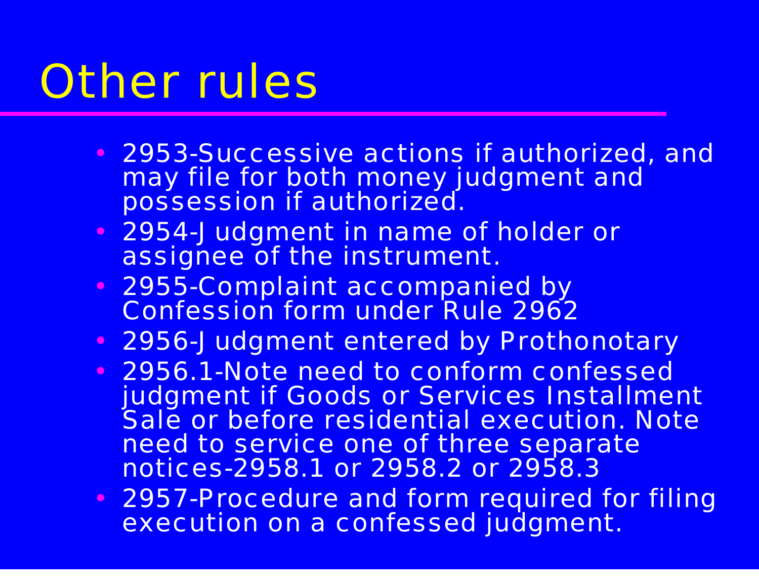# Other rules

- 2953-Successive actions if authorized, and may file for both money judgment and possession if authorized.
- 2954-Judgment in name of holder or assignee of the instrument.
- 2955-Complaint accompanied by Confession form under Rule 2962
- 2956-Judgment entered by Prothonotary
- 2956.1-Note need to conform confessed judgment if Goods or Services Installment Sale or before residential execution. Note need to service one of three separate notices-2958.1 or 2958.2 or 2958.3
- 2957-Procedure and form required for filing execution on a confessed judgment.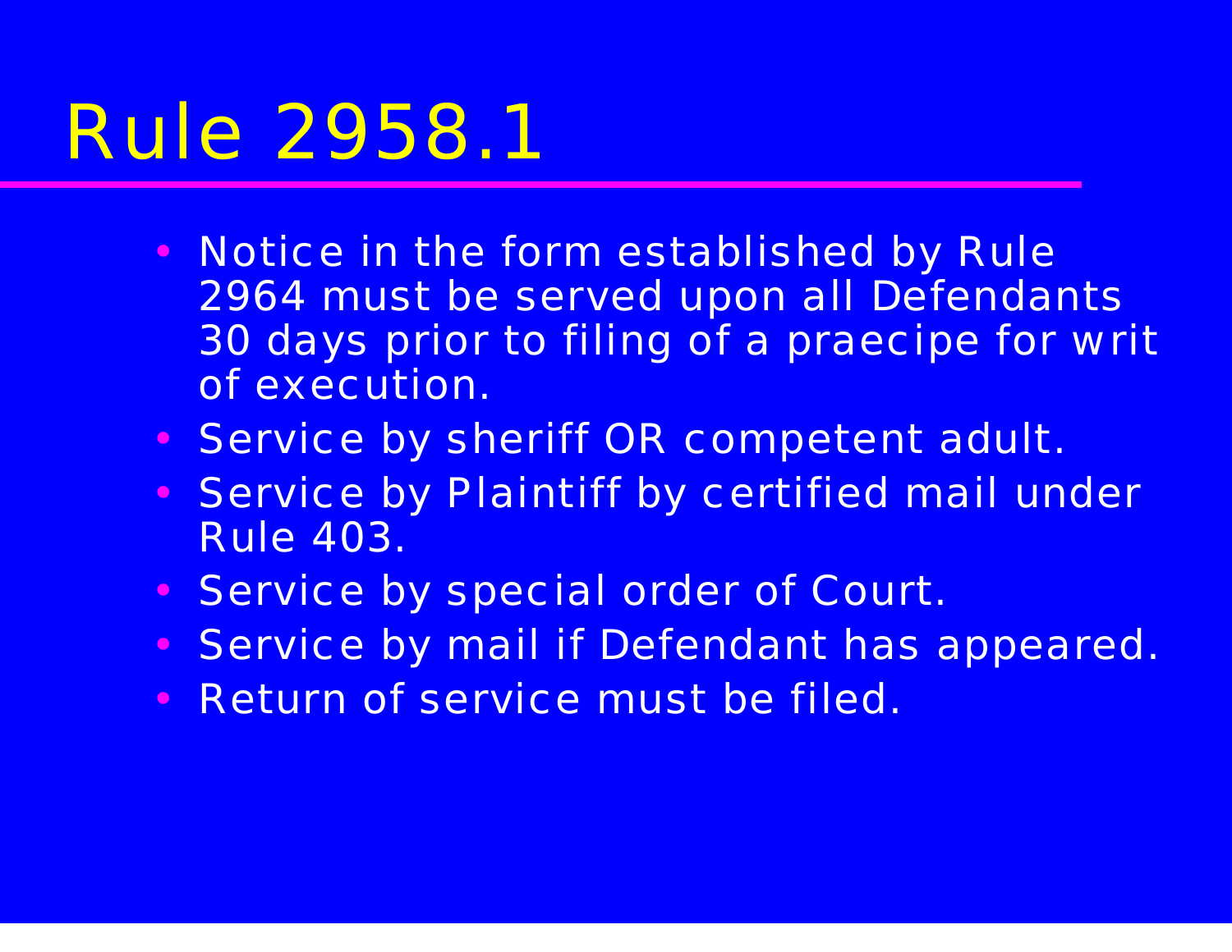# Rule 2958.1

- Notice in the form established by Rule 2964 must be served upon all Defendants 30 days prior to filing of a praecipe for writ of execution.
- Service by sheriff OR competent adult.
- Service by Plaintiff by certified mail under Rule 403.
- Service by special order of Court.
- Service by mail if Defendant has appeared.
- Return of service must be filed.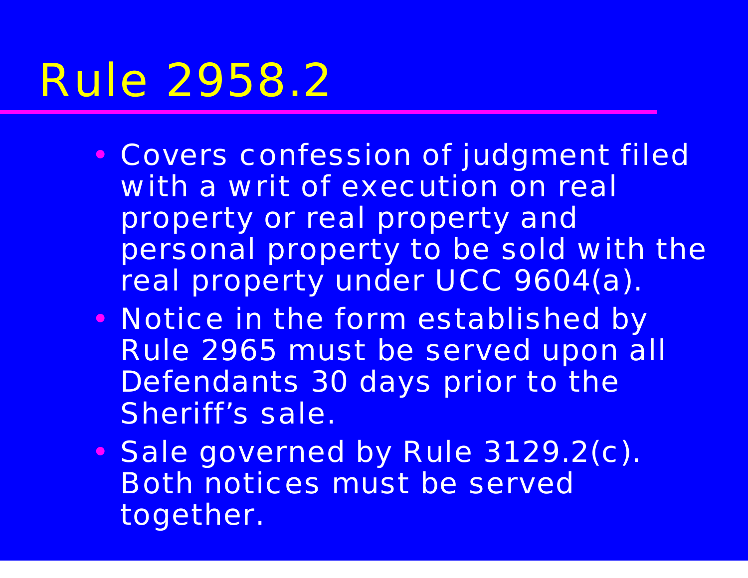# Rule 2958.2

- Covers confession of judgment filed with a writ of execution on real property or real property and personal property to be sold with the real property under UCC 9604(a).
- Notice in the form established by Rule 2965 must be served upon all Defendants 30 days prior to the Sheriff's sale.
- Sale governed by Rule 3129.2(c). Both notices must be served together.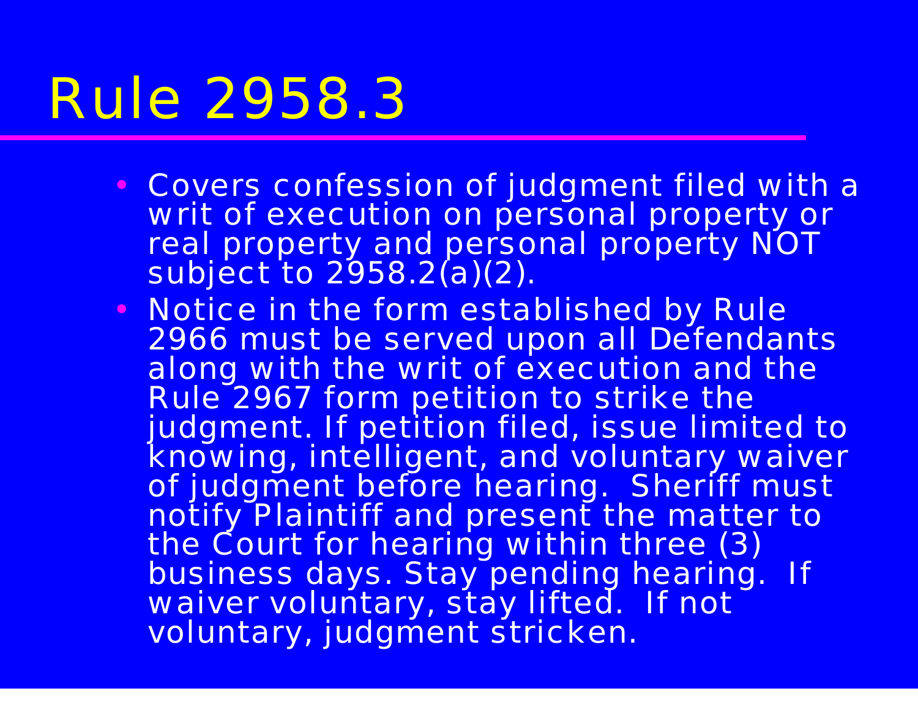# Rule 2958.3

- Covers confession of judgment filed with a writ of execution on personal property or real property and personal property NOT subject to 2958.2(a)(2).
- Notice in the form established by Rule 2966 must be served upon all Defendants along with the writ of execution and the Rule 2967 form petition to strike the judgment. If petition filed, issue limited to knowing, intelligent, and voluntary waiver of judgment before hearing. Sheriff must notify Plaintiff and present the matter to the Court for hearing within three (3) business days. Stay pending hearing. If waiver voluntary, stay lifted. If not voluntary, judgment stricken.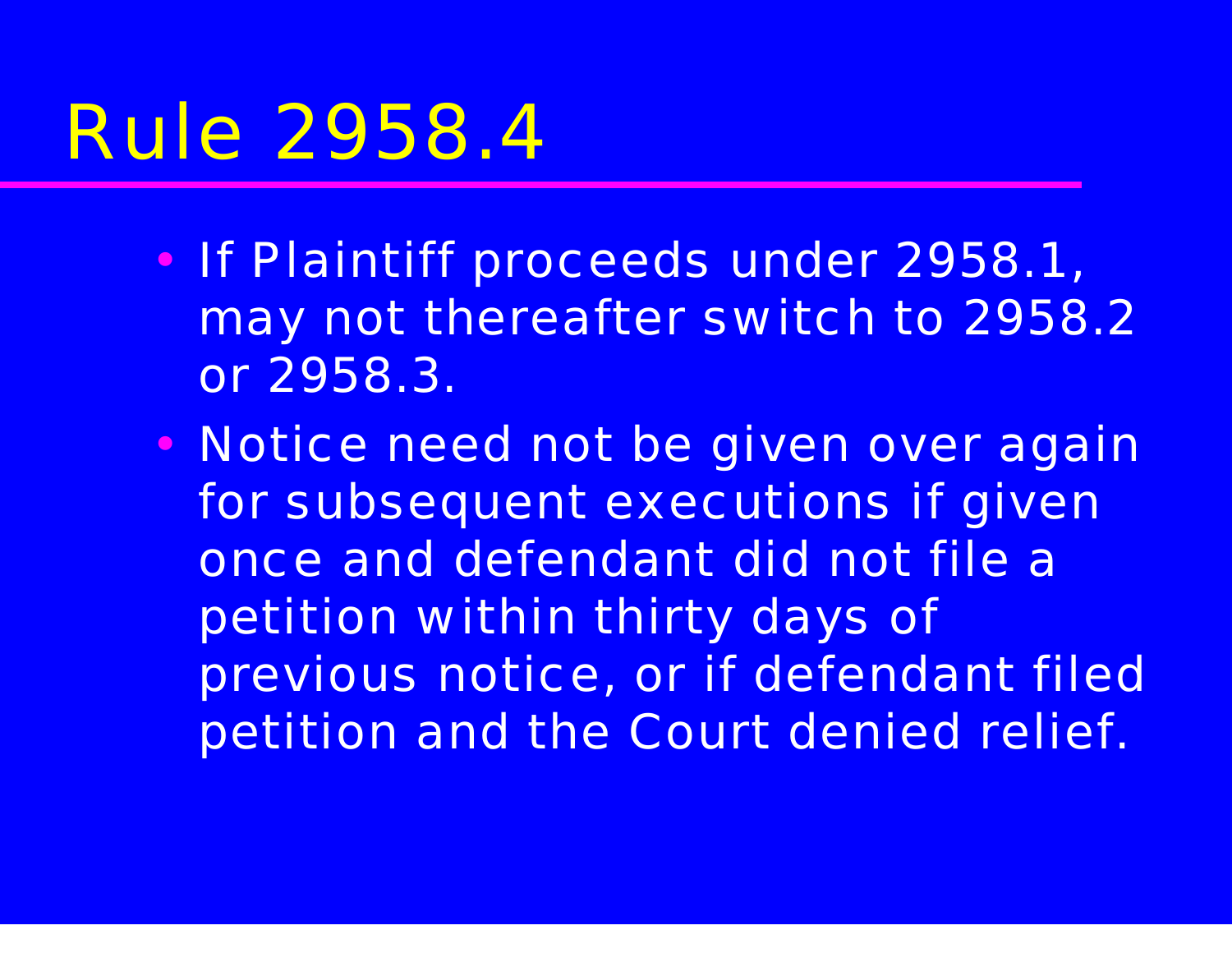# Rule 2958.4

- If Plaintiff proceeds under 2958.1, may not thereafter switch to 2958.2 or 2958.3.
- Notice need not be given over again for subsequent executions if given once and defendant did not file a petition within thirty days of previous notice, or if defendant filed petition and the Court denied relief.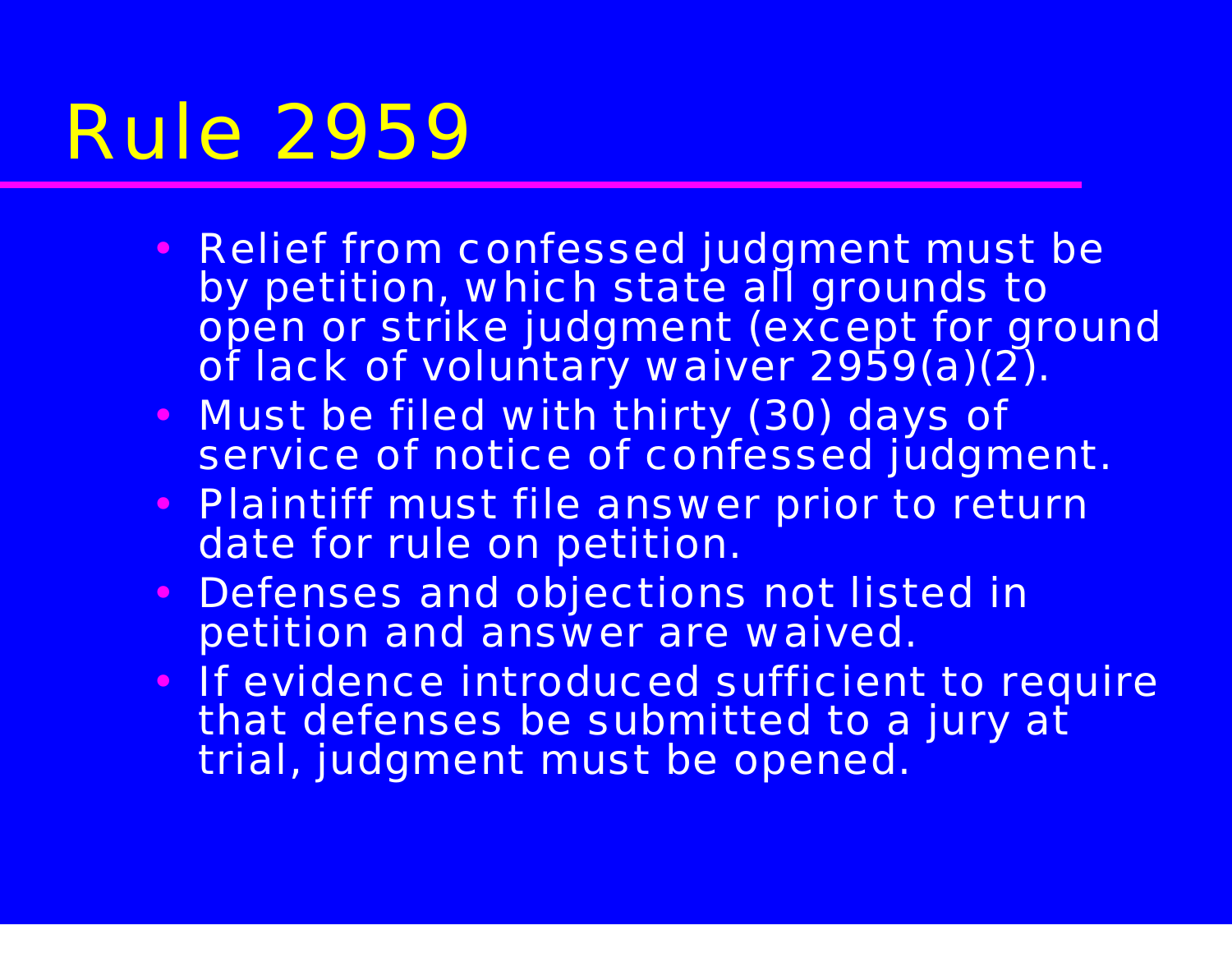# Rule 2959

- Relief from confessed judgment must be by petition, which state all grounds to open or strike judgment (except for ground of lack of voluntary waiver 2959(a)(2).
- Must be filed with thirty (30) days of service of notice of confessed judgment.
- Plaintiff must file answer prior to return date for rule on petition.
- Defenses and objections not listed in petition and answer are waived.
- If evidence introduced sufficient to require that defenses be submitted to a jury at trial, judgment must be opened.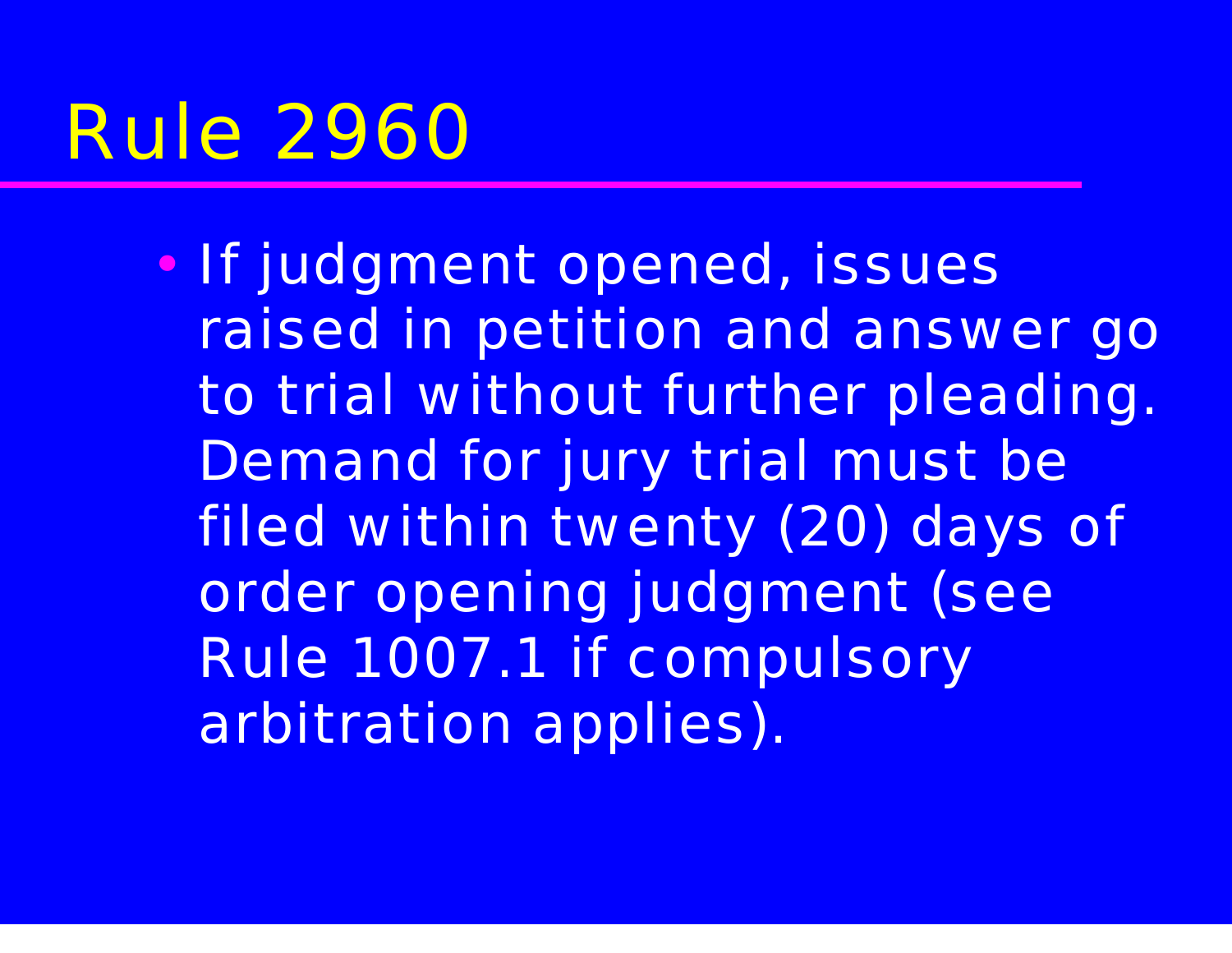# Rule 2960

- If judgment opened, issues raised in petition and answer go to trial without further pleading. Demand for jury trial must be filed within twenty (20) days of order opening judgment (see Rule 1007.1 if compulsory arbitration applies).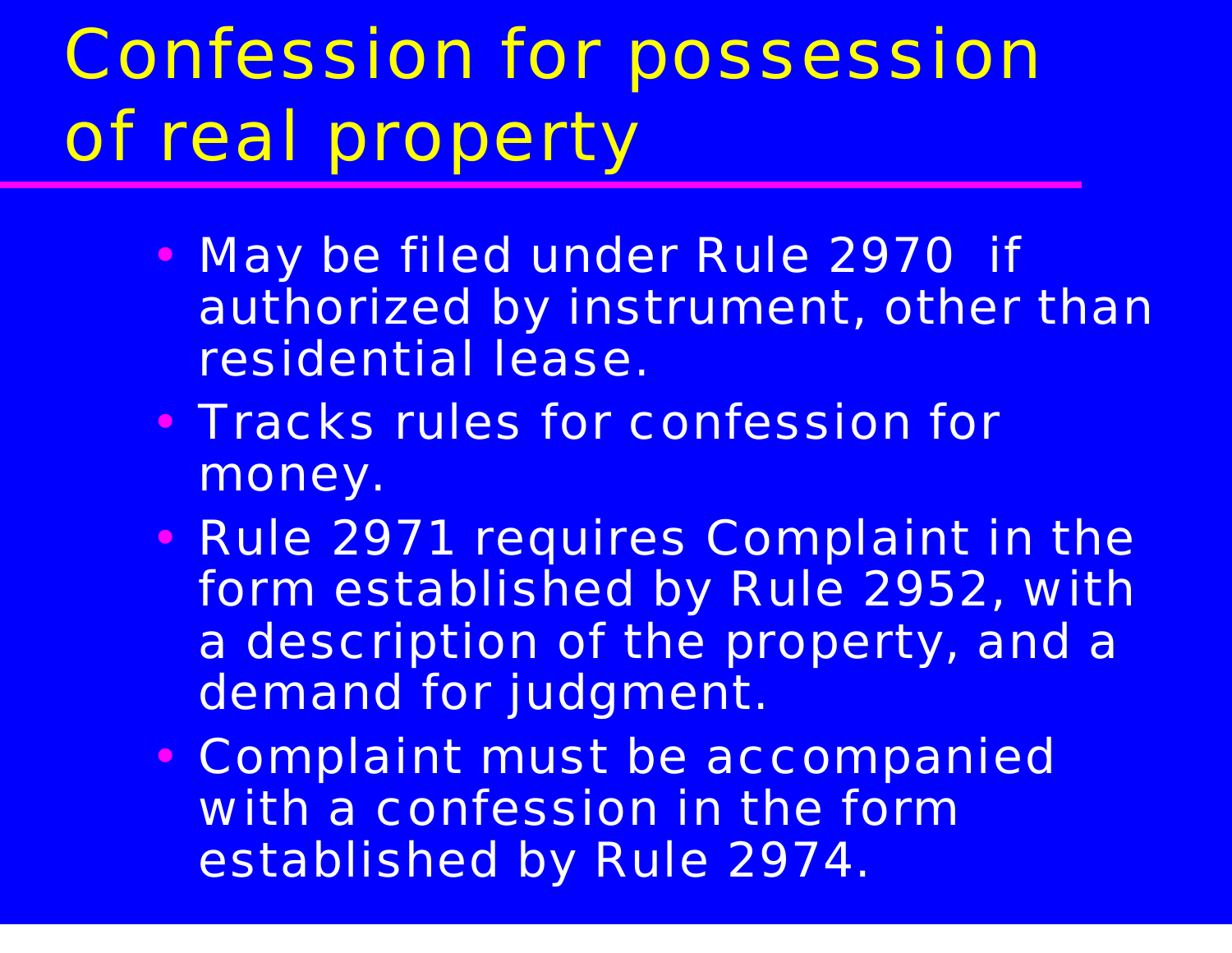# Confession for possession of real property

- May be filed under Rule 2970 if authorized by instrument, other than residential lease.
- Tracks rules for confession for money.
- Rule 2971 requires Complaint in the form established by Rule 2952, with a description of the property, and a demand for judgment.
- Complaint must be accompanied with a confession in the form established by Rule 2974.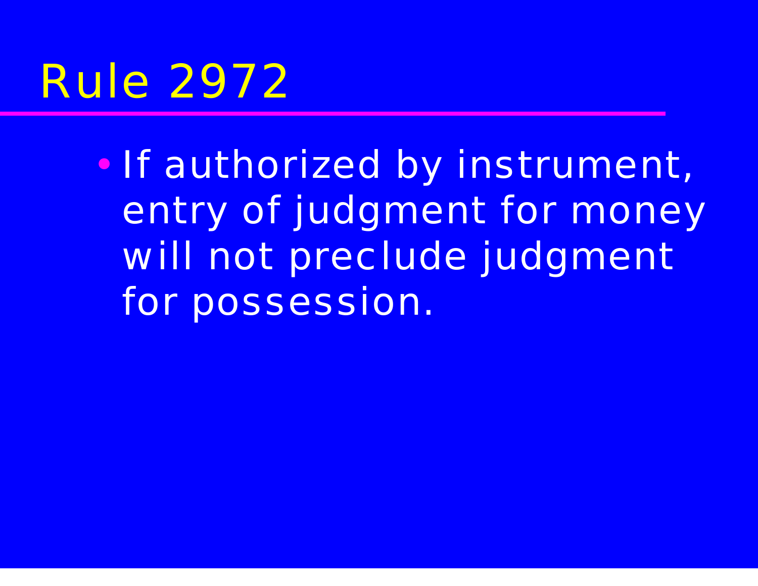# Rule 2972

- If authorized by instrument, entry of judgment for money will not preclude judgment for possession.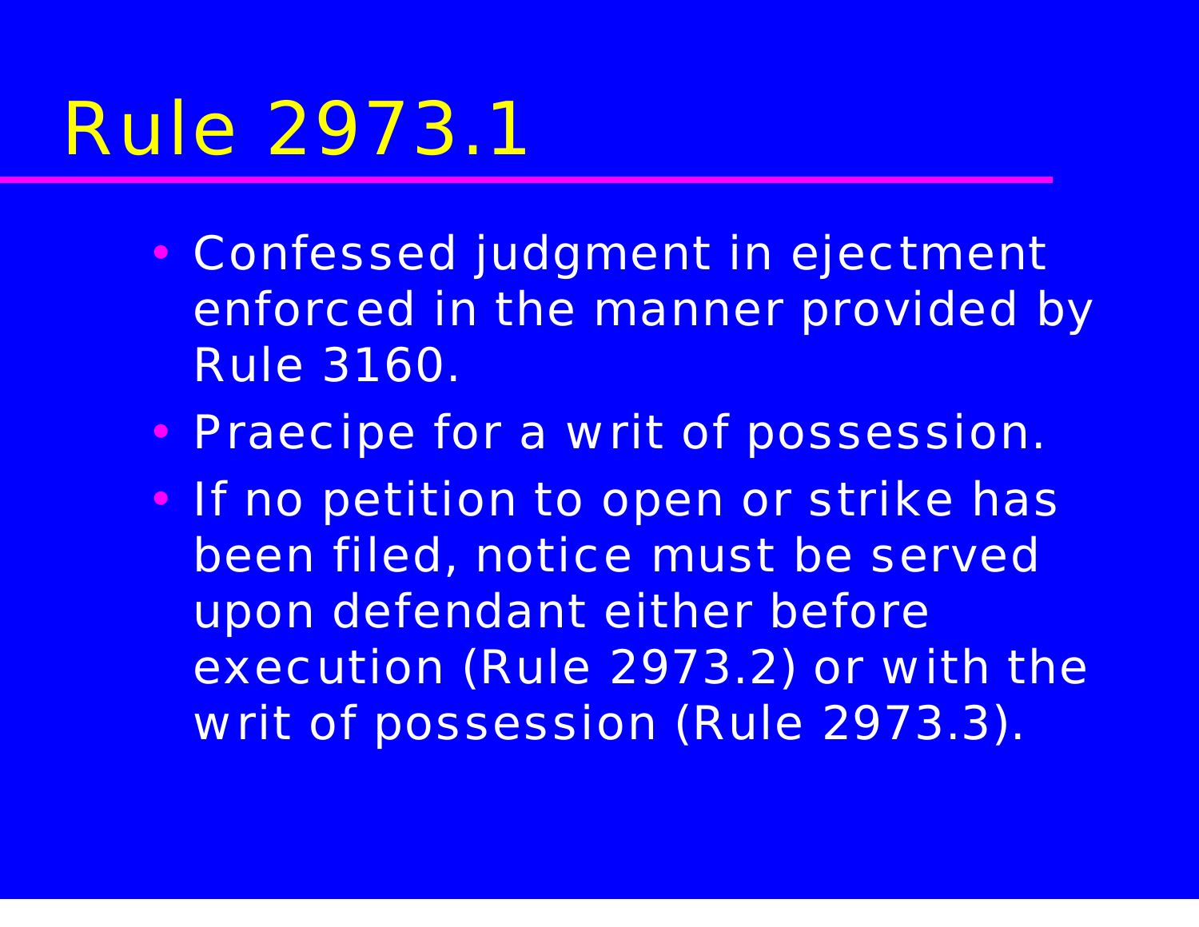# Rule 2973.1

- Confessed judgment in ejectment enforced in the manner provided by Rule 3160.
- Praecipe for a writ of possession.
- If no petition to open or strike has been filed, notice must be served upon defendant either before execution (Rule 2973.2) or with the writ of possession (Rule 2973.3).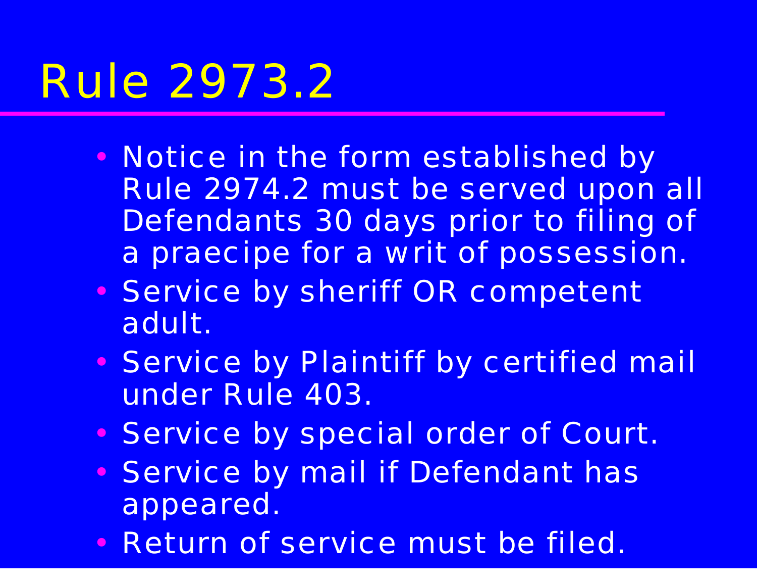# Rule 2973.2

- Notice in the form established by Rule 2974.2 must be served upon all Defendants 30 days prior to filing of a praecipe for a writ of possession.
- Service by sheriff OR competent adult.
- Service by Plaintiff by certified mail under Rule 403.
- Service by special order of Court.
- Service by mail if Defendant has appeared.
- Return of service must be filed.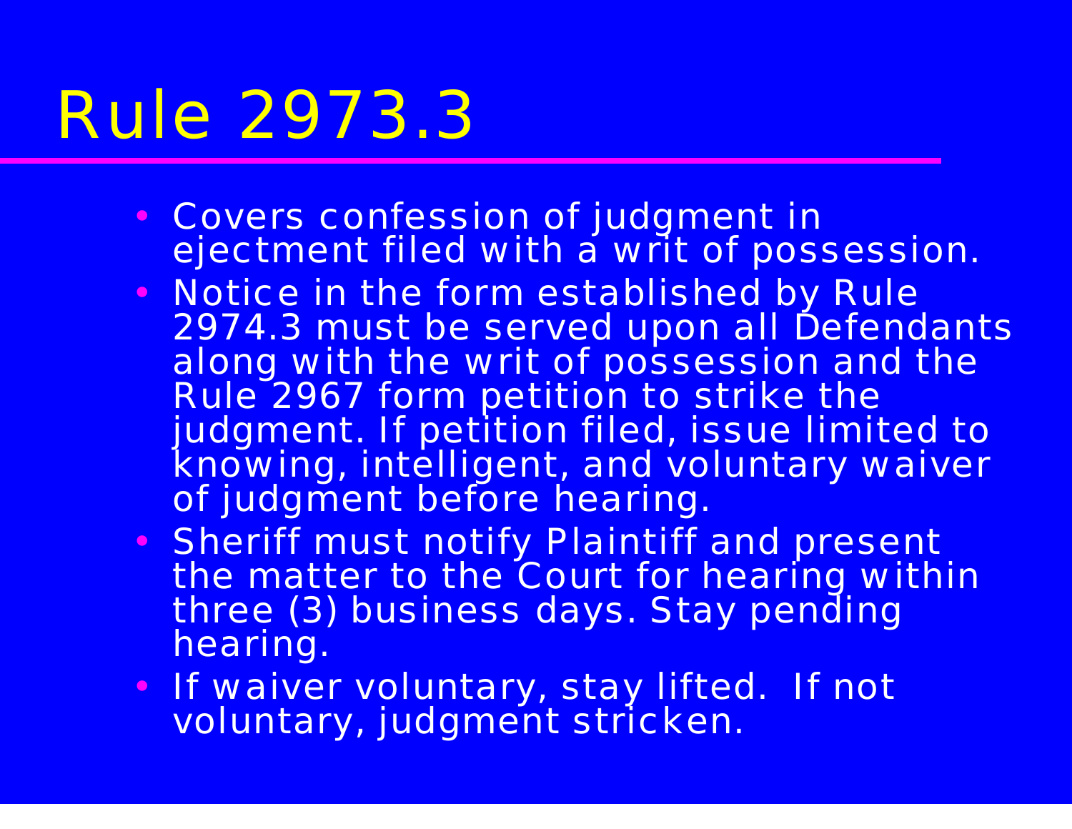# Rule 2973.3

- Covers confession of judgment in ejectment filed with a writ of possession.
- Notice in the form established by Rule 2974.3 must be served upon all Defendants along with the writ of possession and the Rule 2967 form petition to strike the judgment. If petition filed, issue limited to knowing, intelligent, and voluntary waiver of judgment before hearing.
- Sheriff must notify Plaintiff and present the matter to the Court for hearing within three (3) business days. Stay pending hearing.
- If waiver voluntary, stay lifted. If not voluntary, judgment stricken.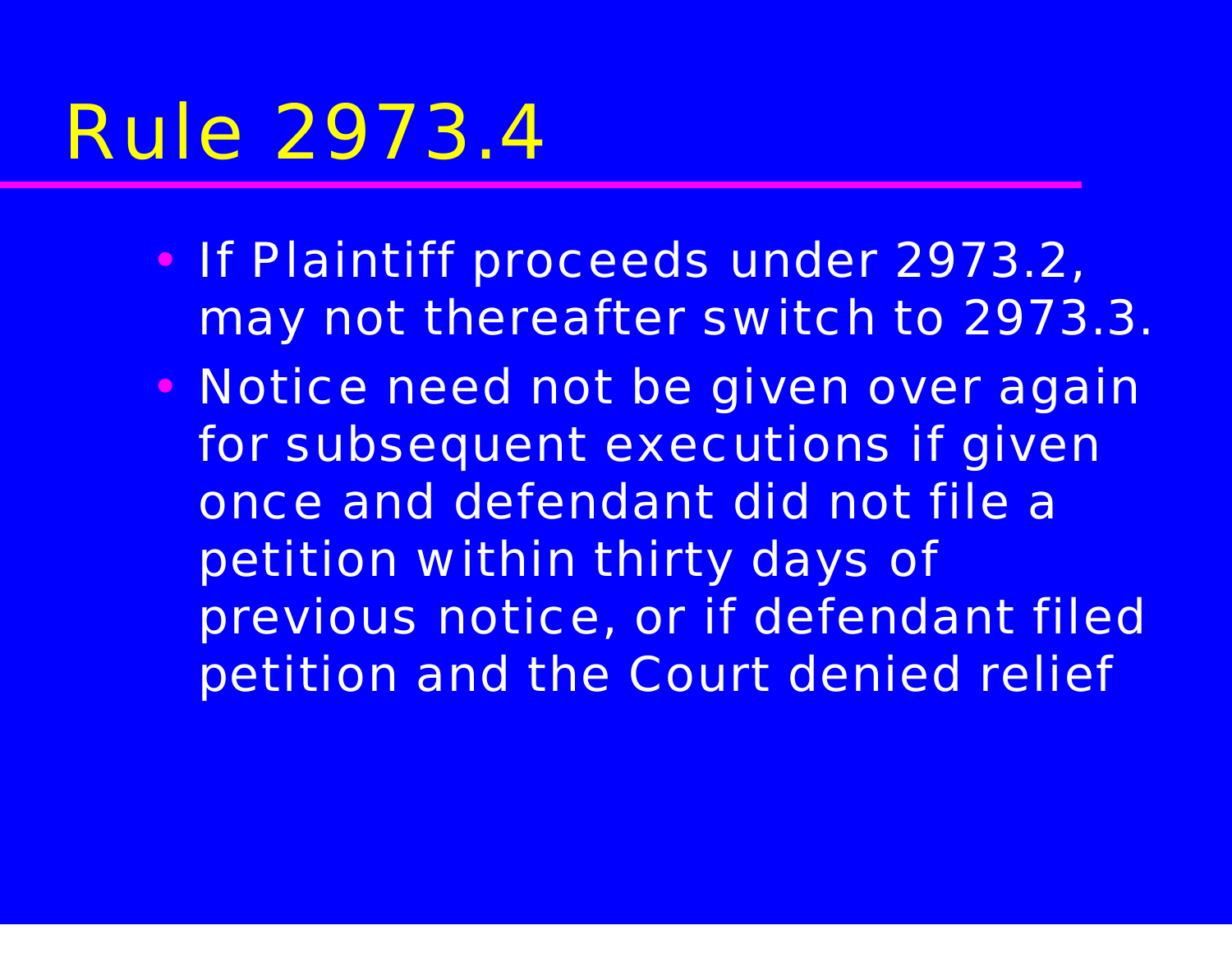# Rule 2973.4

- If Plaintiff proceeds under 2973.2, may not thereafter switch to 2973.3.
- Notice need not be given over again for subsequent executions if given once and defendant did not file a petition within thirty days of previous notice, or if defendant filed petition and the Court denied relief